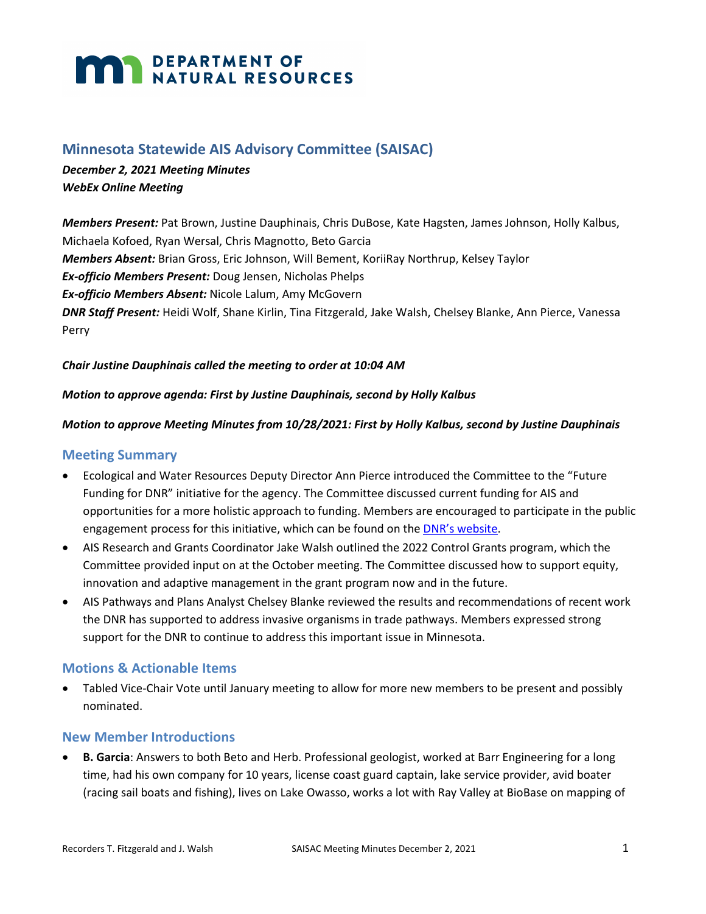DEPARTMENT OF NATURAL RESOURCES

## Minnesota Statewide AIS Advisory Committee (SAISAC)

***December 2, 2021 Meeting Minutes***
***WebEx Online Meeting***

***Members Present:*** Pat Brown, Justine Dauphinais, Chris DuBose, Kate Hagsten, James Johnson, Holly Kalbus, Michaela Kofoed, Ryan Wersal, Chris Magnotto, Beto Garcia
***Members Absent:*** Brian Gross, Eric Johnson, Will Bement, KoriiRay Northrup, Kelsey Taylor
***Ex-officio Members Present:*** Doug Jensen, Nicholas Phelps
***Ex-officio Members Absent:*** Nicole Lalum, Amy McGovern
***DNR Staff Present:*** Heidi Wolf, Shane Kirlin, Tina Fitzgerald, Jake Walsh, Chelsey Blanke, Ann Pierce, Vanessa Perry

***Chair Justine Dauphinais called the meeting to order at 10:04 AM***

***Motion to approve agenda: First by Justine Dauphinais, second by Holly Kalbus***

***Motion to approve Meeting Minutes from 10/28/2021: First by Holly Kalbus, second by Justine Dauphinais***

### Meeting Summary

- Ecological and Water Resources Deputy Director Ann Pierce introduced the Committee to the "Future Funding for DNR" initiative for the agency. The Committee discussed current funding for AIS and opportunities for a more holistic approach to funding. Members are encouraged to participate in the public engagement process for this initiative, which can be found on the DNR's website.
- AIS Research and Grants Coordinator Jake Walsh outlined the 2022 Control Grants program, which the Committee provided input on at the October meeting. The Committee discussed how to support equity, innovation and adaptive management in the grant program now and in the future.
- AIS Pathways and Plans Analyst Chelsey Blanke reviewed the results and recommendations of recent work the DNR has supported to address invasive organisms in trade pathways. Members expressed strong support for the DNR to continue to address this important issue in Minnesota.

### Motions & Actionable Items

- Tabled Vice-Chair Vote until January meeting to allow for more new members to be present and possibly nominated.

### New Member Introductions

- **B. Garcia**: Answers to both Beto and Herb. Professional geologist, worked at Barr Engineering for a long time, had his own company for 10 years, license coast guard captain, lake service provider, avid boater (racing sail boats and fishing), lives on Lake Owasso, works a lot with Ray Valley at BioBase on mapping of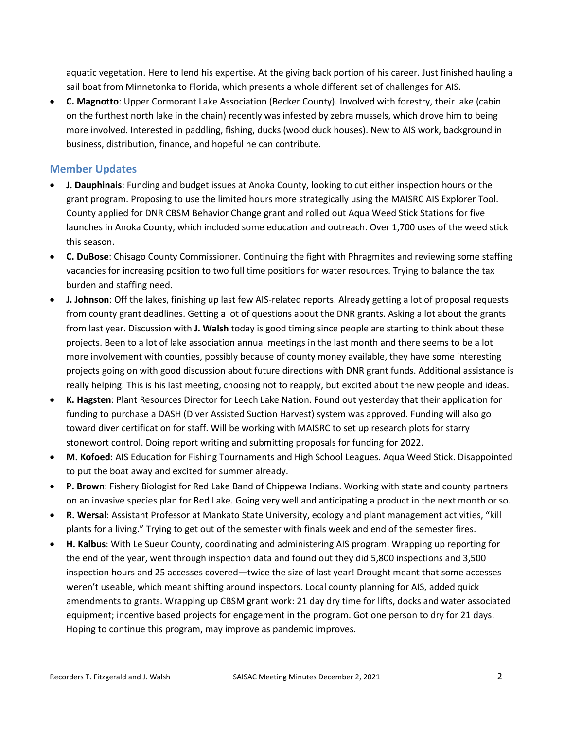aquatic vegetation. Here to lend his expertise. At the giving back portion of his career. Just finished hauling a sail boat from Minnetonka to Florida, which presents a whole different set of challenges for AIS.

- **C. Magnotto**: Upper Cormorant Lake Association (Becker County). Involved with forestry, their lake (cabin on the furthest north lake in the chain) recently was infested by zebra mussels, which drove him to being more involved. Interested in paddling, fishing, ducks (wood duck houses). New to AIS work, background in business, distribution, finance, and hopeful he can contribute.

## Member Updates

- **J. Dauphinais**: Funding and budget issues at Anoka County, looking to cut either inspection hours or the grant program. Proposing to use the limited hours more strategically using the MAISRC AIS Explorer Tool. County applied for DNR CBSM Behavior Change grant and rolled out Aqua Weed Stick Stations for five launches in Anoka County, which included some education and outreach. Over 1,700 uses of the weed stick this season.
- **C. DuBose**: Chisago County Commissioner. Continuing the fight with Phragmites and reviewing some staffing vacancies for increasing position to two full time positions for water resources. Trying to balance the tax burden and staffing need.
- **J. Johnson**: Off the lakes, finishing up last few AIS-related reports. Already getting a lot of proposal requests from county grant deadlines. Getting a lot of questions about the DNR grants. Asking a lot about the grants from last year. Discussion with **J. Walsh** today is good timing since people are starting to think about these projects. Been to a lot of lake association annual meetings in the last month and there seems to be a lot more involvement with counties, possibly because of county money available, they have some interesting projects going on with good discussion about future directions with DNR grant funds. Additional assistance is really helping. This is his last meeting, choosing not to reapply, but excited about the new people and ideas.
- **K. Hagsten**: Plant Resources Director for Leech Lake Nation. Found out yesterday that their application for funding to purchase a DASH (Diver Assisted Suction Harvest) system was approved. Funding will also go toward diver certification for staff. Will be working with MAISRC to set up research plots for starry stonewort control. Doing report writing and submitting proposals for funding for 2022.
- **M. Kofoed**: AIS Education for Fishing Tournaments and High School Leagues. Aqua Weed Stick. Disappointed to put the boat away and excited for summer already.
- **P. Brown**: Fishery Biologist for Red Lake Band of Chippewa Indians. Working with state and county partners on an invasive species plan for Red Lake. Going very well and anticipating a product in the next month or so.
- **R. Wersal**: Assistant Professor at Mankato State University, ecology and plant management activities, "kill plants for a living." Trying to get out of the semester with finals week and end of the semester fires.
- **H. Kalbus**: With Le Sueur County, coordinating and administering AIS program. Wrapping up reporting for the end of the year, went through inspection data and found out they did 5,800 inspections and 3,500 inspection hours and 25 accesses covered—twice the size of last year! Drought meant that some accesses weren't useable, which meant shifting around inspectors. Local county planning for AIS, added quick amendments to grants. Wrapping up CBSM grant work: 21 day dry time for lifts, docks and water associated equipment; incentive based projects for engagement in the program. Got one person to dry for 21 days. Hoping to continue this program, may improve as pandemic improves.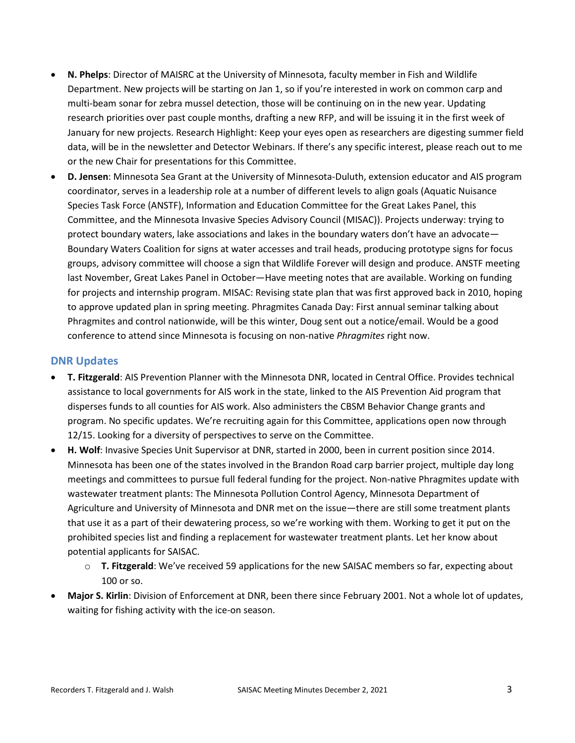- **N. Phelps**: Director of MAISRC at the University of Minnesota, faculty member in Fish and Wildlife Department. New projects will be starting on Jan 1, so if you're interested in work on common carp and multi-beam sonar for zebra mussel detection, those will be continuing on in the new year. Updating research priorities over past couple months, drafting a new RFP, and will be issuing it in the first week of January for new projects. Research Highlight: Keep your eyes open as researchers are digesting summer field data, will be in the newsletter and Detector Webinars. If there's any specific interest, please reach out to me or the new Chair for presentations for this Committee.
- **D. Jensen**: Minnesota Sea Grant at the University of Minnesota-Duluth, extension educator and AIS program coordinator, serves in a leadership role at a number of different levels to align goals (Aquatic Nuisance Species Task Force (ANSTF), Information and Education Committee for the Great Lakes Panel, this Committee, and the Minnesota Invasive Species Advisory Council (MISAC)). Projects underway: trying to protect boundary waters, lake associations and lakes in the boundary waters don't have an advocate—Boundary Waters Coalition for signs at water accesses and trail heads, producing prototype signs for focus groups, advisory committee will choose a sign that Wildlife Forever will design and produce. ANSTF meeting last November, Great Lakes Panel in October—Have meeting notes that are available. Working on funding for projects and internship program. MISAC: Revising state plan that was first approved back in 2010, hoping to approve updated plan in spring meeting. Phragmites Canada Day: First annual seminar talking about Phragmites and control nationwide, will be this winter, Doug sent out a notice/email. Would be a good conference to attend since Minnesota is focusing on non-native *Phragmites* right now.

## DNR Updates

- **T. Fitzgerald**: AIS Prevention Planner with the Minnesota DNR, located in Central Office. Provides technical assistance to local governments for AIS work in the state, linked to the AIS Prevention Aid program that disperses funds to all counties for AIS work. Also administers the CBSM Behavior Change grants and program. No specific updates. We're recruiting again for this Committee, applications open now through 12/15. Looking for a diversity of perspectives to serve on the Committee.
- **H. Wolf**: Invasive Species Unit Supervisor at DNR, started in 2000, been in current position since 2014. Minnesota has been one of the states involved in the Brandon Road carp barrier project, multiple day long meetings and committees to pursue full federal funding for the project. Non-native Phragmites update with wastewater treatment plants: The Minnesota Pollution Control Agency, Minnesota Department of Agriculture and University of Minnesota and DNR met on the issue—there are still some treatment plants that use it as a part of their dewatering process, so we're working with them. Working to get it put on the prohibited species list and finding a replacement for wastewater treatment plants. Let her know about potential applicants for SAISAC.
  - **T. Fitzgerald**: We've received 59 applications for the new SAISAC members so far, expecting about 100 or so.
- **Major S. Kirlin**: Division of Enforcement at DNR, been there since February 2001. Not a whole lot of updates, waiting for fishing activity with the ice-on season.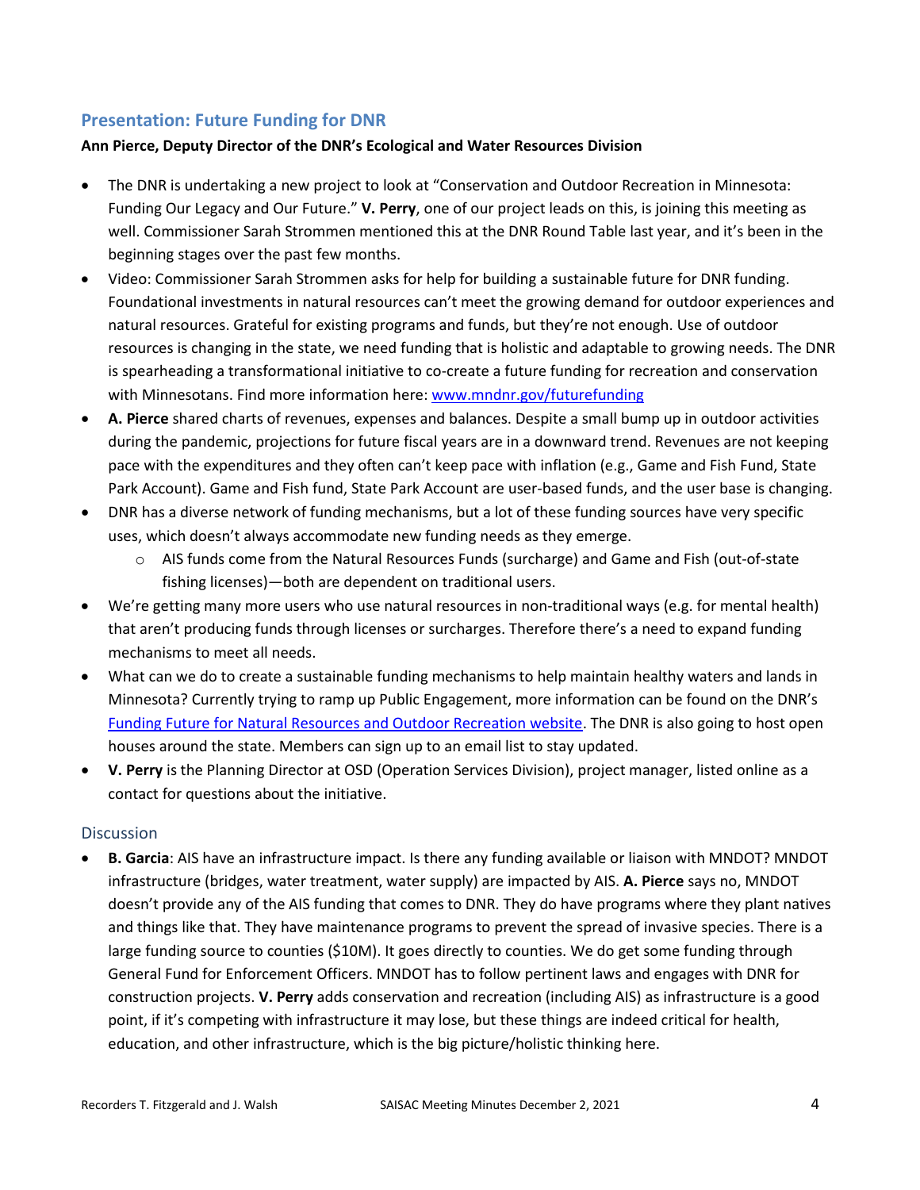## Presentation: Future Funding for DNR

**Ann Pierce, Deputy Director of the DNR's Ecological and Water Resources Division**

- The DNR is undertaking a new project to look at "Conservation and Outdoor Recreation in Minnesota: Funding Our Legacy and Our Future." **V. Perry**, one of our project leads on this, is joining this meeting as well. Commissioner Sarah Strommen mentioned this at the DNR Round Table last year, and it's been in the beginning stages over the past few months.
- Video: Commissioner Sarah Strommen asks for help for building a sustainable future for DNR funding. Foundational investments in natural resources can't meet the growing demand for outdoor experiences and natural resources. Grateful for existing programs and funds, but they're not enough. Use of outdoor resources is changing in the state, we need funding that is holistic and adaptable to growing needs. The DNR is spearheading a transformational initiative to co-create a future funding for recreation and conservation with Minnesotans. Find more information here: [www.mndnr.gov/futurefunding](http://www.mndnr.gov/futurefunding)
- **A. Pierce** shared charts of revenues, expenses and balances. Despite a small bump up in outdoor activities during the pandemic, projections for future fiscal years are in a downward trend. Revenues are not keeping pace with the expenditures and they often can't keep pace with inflation (e.g., Game and Fish Fund, State Park Account). Game and Fish fund, State Park Account are user-based funds, and the user base is changing.
- DNR has a diverse network of funding mechanisms, but a lot of these funding sources have very specific uses, which doesn't always accommodate new funding needs as they emerge.
  - AIS funds come from the Natural Resources Funds (surcharge) and Game and Fish (out-of-state fishing licenses)—both are dependent on traditional users.
- We're getting many more users who use natural resources in non-traditional ways (e.g. for mental health) that aren't producing funds through licenses or surcharges. Therefore there's a need to expand funding mechanisms to meet all needs.
- What can we do to create a sustainable funding mechanisms to help maintain healthy waters and lands in Minnesota? Currently trying to ramp up Public Engagement, more information can be found on the DNR's Funding Future for Natural Resources and Outdoor Recreation website. The DNR is also going to host open houses around the state. Members can sign up to an email list to stay updated.
- **V. Perry** is the Planning Director at OSD (Operation Services Division), project manager, listed online as a contact for questions about the initiative.

### Discussion

- **B. Garcia**: AIS have an infrastructure impact. Is there any funding available or liaison with MNDOT? MNDOT infrastructure (bridges, water treatment, water supply) are impacted by AIS. **A. Pierce** says no, MNDOT doesn't provide any of the AIS funding that comes to DNR. They do have programs where they plant natives and things like that. They have maintenance programs to prevent the spread of invasive species. There is a large funding source to counties ($10M). It goes directly to counties. We do get some funding through General Fund for Enforcement Officers. MNDOT has to follow pertinent laws and engages with DNR for construction projects. **V. Perry** adds conservation and recreation (including AIS) as infrastructure is a good point, if it's competing with infrastructure it may lose, but these things are indeed critical for health, education, and other infrastructure, which is the big picture/holistic thinking here.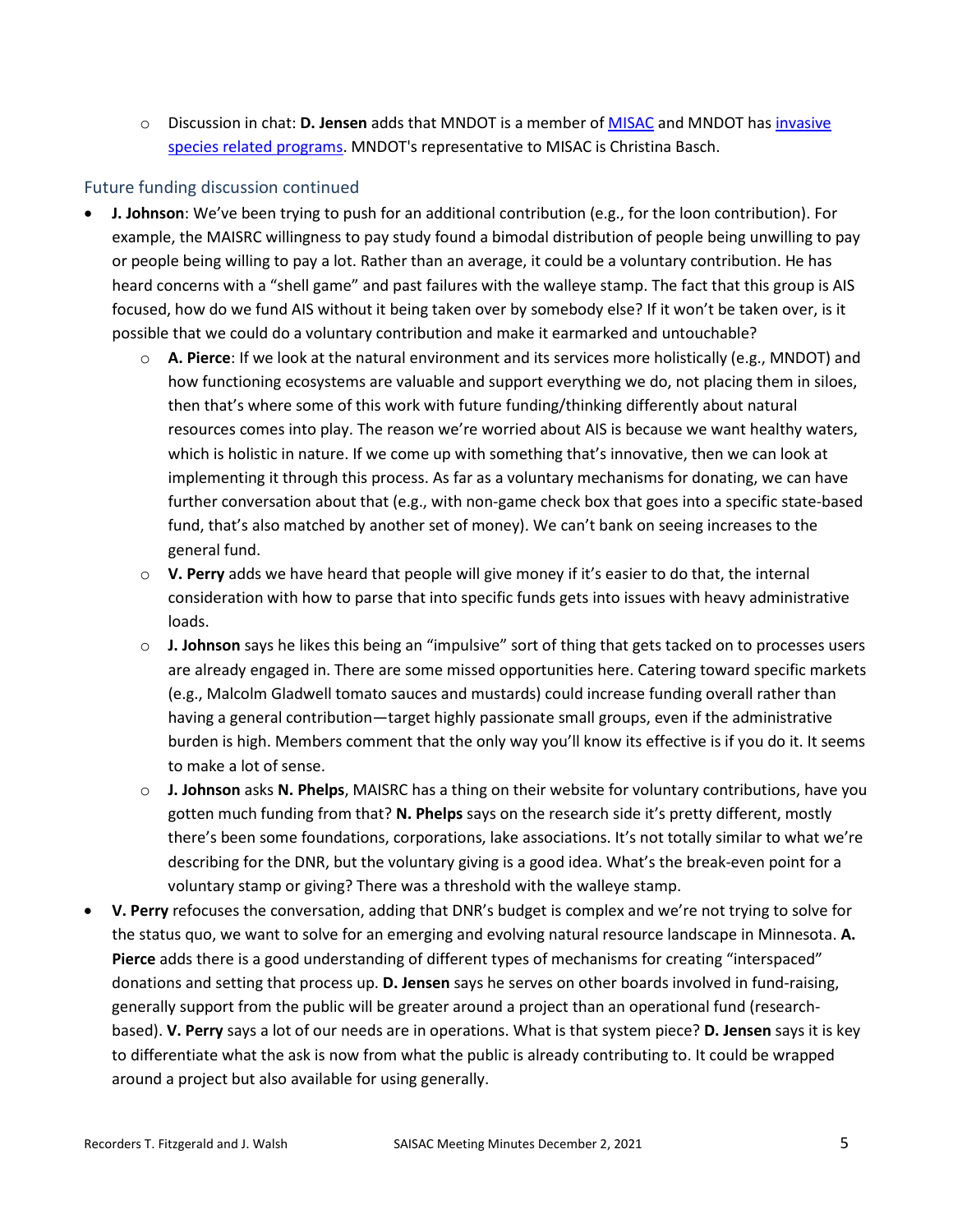- Discussion in chat: **D. Jensen** adds that MNDOT is a member of [MISAC] and MNDOT has [invasive species related programs]. MNDOT's representative to MISAC is Christina Basch.

## Future funding discussion continued

- **J. Johnson**: We've been trying to push for an additional contribution (e.g., for the loon contribution). For example, the MAISRC willingness to pay study found a bimodal distribution of people being unwilling to pay or people being willing to pay a lot. Rather than an average, it could be a voluntary contribution. He has heard concerns with a "shell game" and past failures with the walleye stamp. The fact that this group is AIS focused, how do we fund AIS without it being taken over by somebody else? If it won't be taken over, is it possible that we could do a voluntary contribution and make it earmarked and untouchable?
  - **A. Pierce**: If we look at the natural environment and its services more holistically (e.g., MNDOT) and how functioning ecosystems are valuable and support everything we do, not placing them in siloes, then that's where some of this work with future funding/thinking differently about natural resources comes into play. The reason we're worried about AIS is because we want healthy waters, which is holistic in nature. If we come up with something that's innovative, then we can look at implementing it through this process. As far as a voluntary mechanisms for donating, we can have further conversation about that (e.g., with non-game check box that goes into a specific state-based fund, that's also matched by another set of money). We can't bank on seeing increases to the general fund.
  - **V. Perry** adds we have heard that people will give money if it's easier to do that, the internal consideration with how to parse that into specific funds gets into issues with heavy administrative loads.
  - **J. Johnson** says he likes this being an "impulsive" sort of thing that gets tacked on to processes users are already engaged in. There are some missed opportunities here. Catering toward specific markets (e.g., Malcolm Gladwell tomato sauces and mustards) could increase funding overall rather than having a general contribution—target highly passionate small groups, even if the administrative burden is high. Members comment that the only way you'll know its effective is if you do it. It seems to make a lot of sense.
  - **J. Johnson** asks **N. Phelps**, MAISRC has a thing on their website for voluntary contributions, have you gotten much funding from that? **N. Phelps** says on the research side it's pretty different, mostly there's been some foundations, corporations, lake associations. It's not totally similar to what we're describing for the DNR, but the voluntary giving is a good idea. What's the break-even point for a voluntary stamp or giving? There was a threshold with the walleye stamp.
- **V. Perry** refocuses the conversation, adding that DNR's budget is complex and we're not trying to solve for the status quo, we want to solve for an emerging and evolving natural resource landscape in Minnesota. **A. Pierce** adds there is a good understanding of different types of mechanisms for creating "interspaced" donations and setting that process up. **D. Jensen** says he serves on other boards involved in fund-raising, generally support from the public will be greater around a project than an operational fund (research-based). **V. Perry** says a lot of our needs are in operations. What is that system piece? **D. Jensen** says it is key to differentiate what the ask is now from what the public is already contributing to. It could be wrapped around a project but also available for using generally.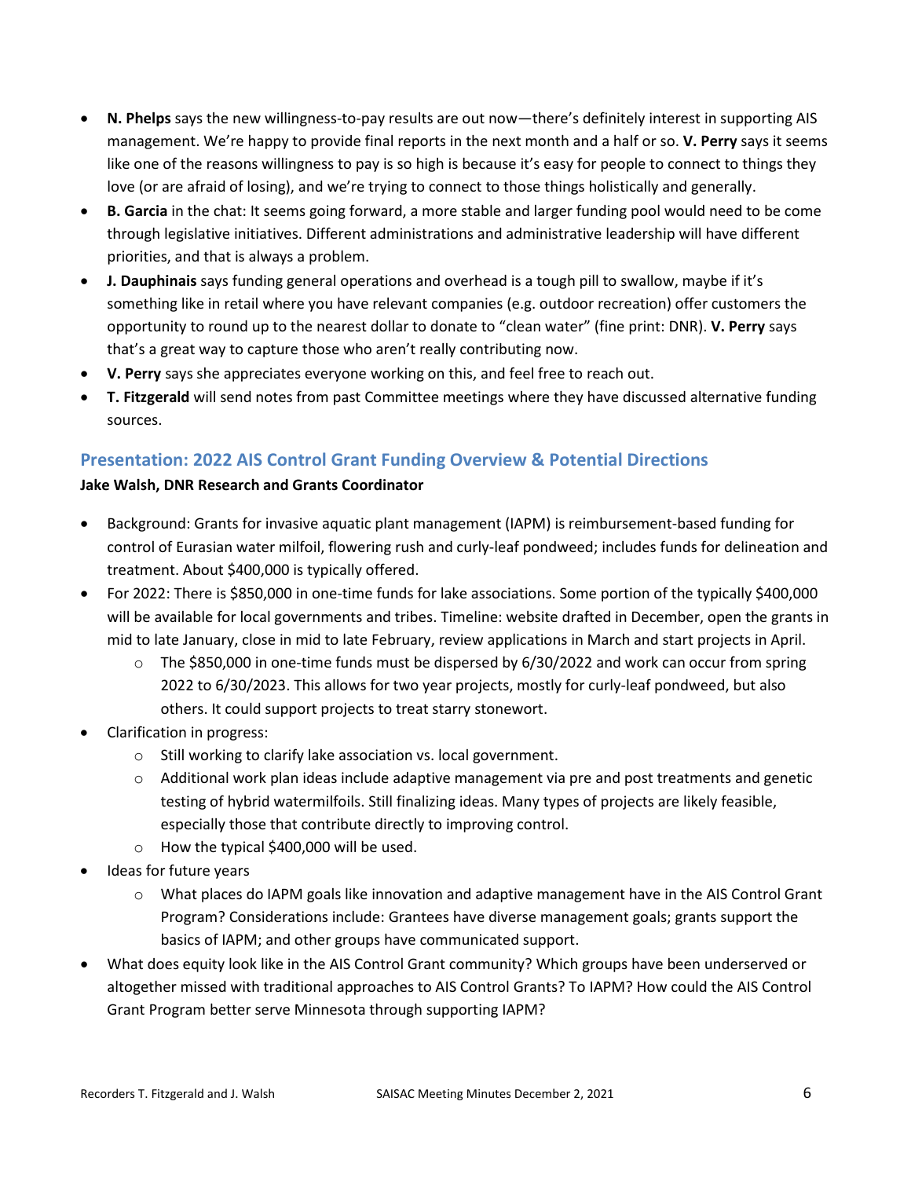- **N. Phelps** says the new willingness-to-pay results are out now—there's definitely interest in supporting AIS management. We're happy to provide final reports in the next month and a half or so. **V. Perry** says it seems like one of the reasons willingness to pay is so high is because it's easy for people to connect to things they love (or are afraid of losing), and we're trying to connect to those things holistically and generally.
- **B. Garcia** in the chat: It seems going forward, a more stable and larger funding pool would need to be come through legislative initiatives. Different administrations and administrative leadership will have different priorities, and that is always a problem.
- **J. Dauphinais** says funding general operations and overhead is a tough pill to swallow, maybe if it's something like in retail where you have relevant companies (e.g. outdoor recreation) offer customers the opportunity to round up to the nearest dollar to donate to "clean water" (fine print: DNR). **V. Perry** says that's a great way to capture those who aren't really contributing now.
- **V. Perry** says she appreciates everyone working on this, and feel free to reach out.
- **T. Fitzgerald** will send notes from past Committee meetings where they have discussed alternative funding sources.

## Presentation: 2022 AIS Control Grant Funding Overview & Potential Directions

**Jake Walsh, DNR Research and Grants Coordinator**

- Background: Grants for invasive aquatic plant management (IAPM) is reimbursement-based funding for control of Eurasian water milfoil, flowering rush and curly-leaf pondweed; includes funds for delineation and treatment. About $400,000 is typically offered.
- For 2022: There is $850,000 in one-time funds for lake associations. Some portion of the typically $400,000 will be available for local governments and tribes. Timeline: website drafted in December, open the grants in mid to late January, close in mid to late February, review applications in March and start projects in April.
  - The $850,000 in one-time funds must be dispersed by 6/30/2022 and work can occur from spring 2022 to 6/30/2023. This allows for two year projects, mostly for curly-leaf pondweed, but also others. It could support projects to treat starry stonewort.
- Clarification in progress:
  - Still working to clarify lake association vs. local government.
  - Additional work plan ideas include adaptive management via pre and post treatments and genetic testing of hybrid watermilfoils. Still finalizing ideas. Many types of projects are likely feasible, especially those that contribute directly to improving control.
  - How the typical $400,000 will be used.
- Ideas for future years
  - What places do IAPM goals like innovation and adaptive management have in the AIS Control Grant Program? Considerations include: Grantees have diverse management goals; grants support the basics of IAPM; and other groups have communicated support.
- What does equity look like in the AIS Control Grant community? Which groups have been underserved or altogether missed with traditional approaches to AIS Control Grants? To IAPM? How could the AIS Control Grant Program better serve Minnesota through supporting IAPM?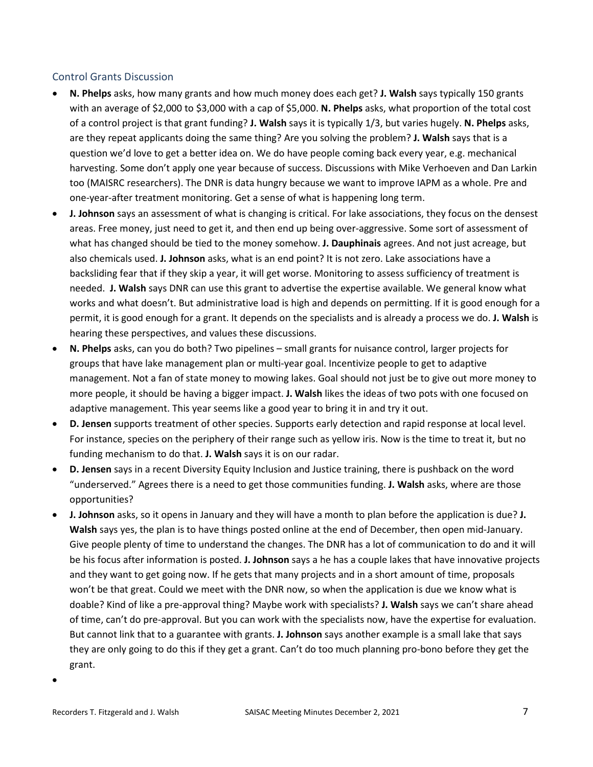## Control Grants Discussion

- **N. Phelps** asks, how many grants and how much money does each get? **J. Walsh** says typically 150 grants with an average of $2,000 to $3,000 with a cap of $5,000. **N. Phelps** asks, what proportion of the total cost of a control project is that grant funding? **J. Walsh** says it is typically 1/3, but varies hugely. **N. Phelps** asks, are they repeat applicants doing the same thing? Are you solving the problem? **J. Walsh** says that is a question we'd love to get a better idea on. We do have people coming back every year, e.g. mechanical harvesting. Some don't apply one year because of success. Discussions with Mike Verhoeven and Dan Larkin too (MAISRC researchers). The DNR is data hungry because we want to improve IAPM as a whole. Pre and one-year-after treatment monitoring. Get a sense of what is happening long term.
- **J. Johnson** says an assessment of what is changing is critical. For lake associations, they focus on the densest areas. Free money, just need to get it, and then end up being over-aggressive. Some sort of assessment of what has changed should be tied to the money somehow. **J. Dauphinais** agrees. And not just acreage, but also chemicals used. **J. Johnson** asks, what is an end point? It is not zero. Lake associations have a backsliding fear that if they skip a year, it will get worse. Monitoring to assess sufficiency of treatment is needed. **J. Walsh** says DNR can use this grant to advertise the expertise available. We general know what works and what doesn't. But administrative load is high and depends on permitting. If it is good enough for a permit, it is good enough for a grant. It depends on the specialists and is already a process we do. **J. Walsh** is hearing these perspectives, and values these discussions.
- **N. Phelps** asks, can you do both? Two pipelines – small grants for nuisance control, larger projects for groups that have lake management plan or multi-year goal. Incentivize people to get to adaptive management. Not a fan of state money to mowing lakes. Goal should not just be to give out more money to more people, it should be having a bigger impact. **J. Walsh** likes the ideas of two pots with one focused on adaptive management. This year seems like a good year to bring it in and try it out.
- **D. Jensen** supports treatment of other species. Supports early detection and rapid response at local level. For instance, species on the periphery of their range such as yellow iris. Now is the time to treat it, but no funding mechanism to do that. **J. Walsh** says it is on our radar.
- **D. Jensen** says in a recent Diversity Equity Inclusion and Justice training, there is pushback on the word "underserved." Agrees there is a need to get those communities funding. **J. Walsh** asks, where are those opportunities?
- **J. Johnson** asks, so it opens in January and they will have a month to plan before the application is due? **J. Walsh** says yes, the plan is to have things posted online at the end of December, then open mid-January. Give people plenty of time to understand the changes. The DNR has a lot of communication to do and it will be his focus after information is posted. **J. Johnson** says a he has a couple lakes that have innovative projects and they want to get going now. If he gets that many projects and in a short amount of time, proposals won't be that great. Could we meet with the DNR now, so when the application is due we know what is doable? Kind of like a pre-approval thing? Maybe work with specialists? **J. Walsh** says we can't share ahead of time, can't do pre-approval. But you can work with the specialists now, have the expertise for evaluation. But cannot link that to a guarantee with grants. **J. Johnson** says another example is a small lake that says they are only going to do this if they get a grant. Can't do too much planning pro-bono before they get the grant.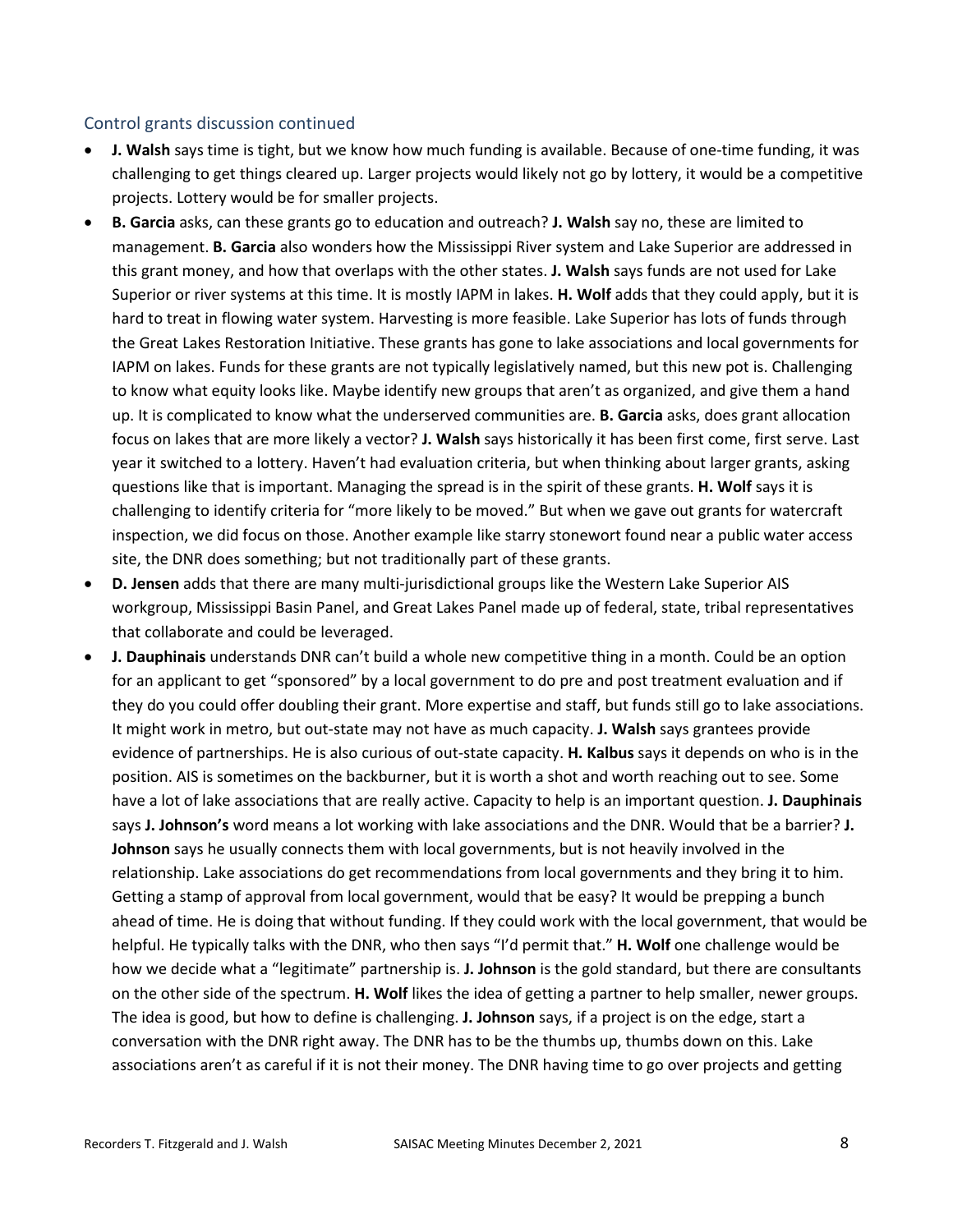## Control grants discussion continued

- **J. Walsh** says time is tight, but we know how much funding is available. Because of one-time funding, it was challenging to get things cleared up. Larger projects would likely not go by lottery, it would be a competitive projects. Lottery would be for smaller projects.
- **B. Garcia** asks, can these grants go to education and outreach? **J. Walsh** say no, these are limited to management. **B. Garcia** also wonders how the Mississippi River system and Lake Superior are addressed in this grant money, and how that overlaps with the other states. **J. Walsh** says funds are not used for Lake Superior or river systems at this time. It is mostly IAPM in lakes. **H. Wolf** adds that they could apply, but it is hard to treat in flowing water system. Harvesting is more feasible. Lake Superior has lots of funds through the Great Lakes Restoration Initiative. These grants has gone to lake associations and local governments for IAPM on lakes. Funds for these grants are not typically legislatively named, but this new pot is. Challenging to know what equity looks like. Maybe identify new groups that aren't as organized, and give them a hand up. It is complicated to know what the underserved communities are. **B. Garcia** asks, does grant allocation focus on lakes that are more likely a vector? **J. Walsh** says historically it has been first come, first serve. Last year it switched to a lottery. Haven't had evaluation criteria, but when thinking about larger grants, asking questions like that is important. Managing the spread is in the spirit of these grants. **H. Wolf** says it is challenging to identify criteria for "more likely to be moved." But when we gave out grants for watercraft inspection, we did focus on those. Another example like starry stonewort found near a public water access site, the DNR does something; but not traditionally part of these grants.
- **D. Jensen** adds that there are many multi-jurisdictional groups like the Western Lake Superior AIS workgroup, Mississippi Basin Panel, and Great Lakes Panel made up of federal, state, tribal representatives that collaborate and could be leveraged.
- **J. Dauphinais** understands DNR can't build a whole new competitive thing in a month. Could be an option for an applicant to get "sponsored" by a local government to do pre and post treatment evaluation and if they do you could offer doubling their grant. More expertise and staff, but funds still go to lake associations. It might work in metro, but out-state may not have as much capacity. **J. Walsh** says grantees provide evidence of partnerships. He is also curious of out-state capacity. **H. Kalbus** says it depends on who is in the position. AIS is sometimes on the backburner, but it is worth a shot and worth reaching out to see. Some have a lot of lake associations that are really active. Capacity to help is an important question. **J. Dauphinais** says **J. Johnson's** word means a lot working with lake associations and the DNR. Would that be a barrier? **J. Johnson** says he usually connects them with local governments, but is not heavily involved in the relationship. Lake associations do get recommendations from local governments and they bring it to him. Getting a stamp of approval from local government, would that be easy? It would be prepping a bunch ahead of time. He is doing that without funding. If they could work with the local government, that would be helpful. He typically talks with the DNR, who then says "I'd permit that." **H. Wolf** one challenge would be how we decide what a "legitimate" partnership is. **J. Johnson** is the gold standard, but there are consultants on the other side of the spectrum. **H. Wolf** likes the idea of getting a partner to help smaller, newer groups. The idea is good, but how to define is challenging. **J. Johnson** says, if a project is on the edge, start a conversation with the DNR right away. The DNR has to be the thumbs up, thumbs down on this. Lake associations aren't as careful if it is not their money. The DNR having time to go over projects and getting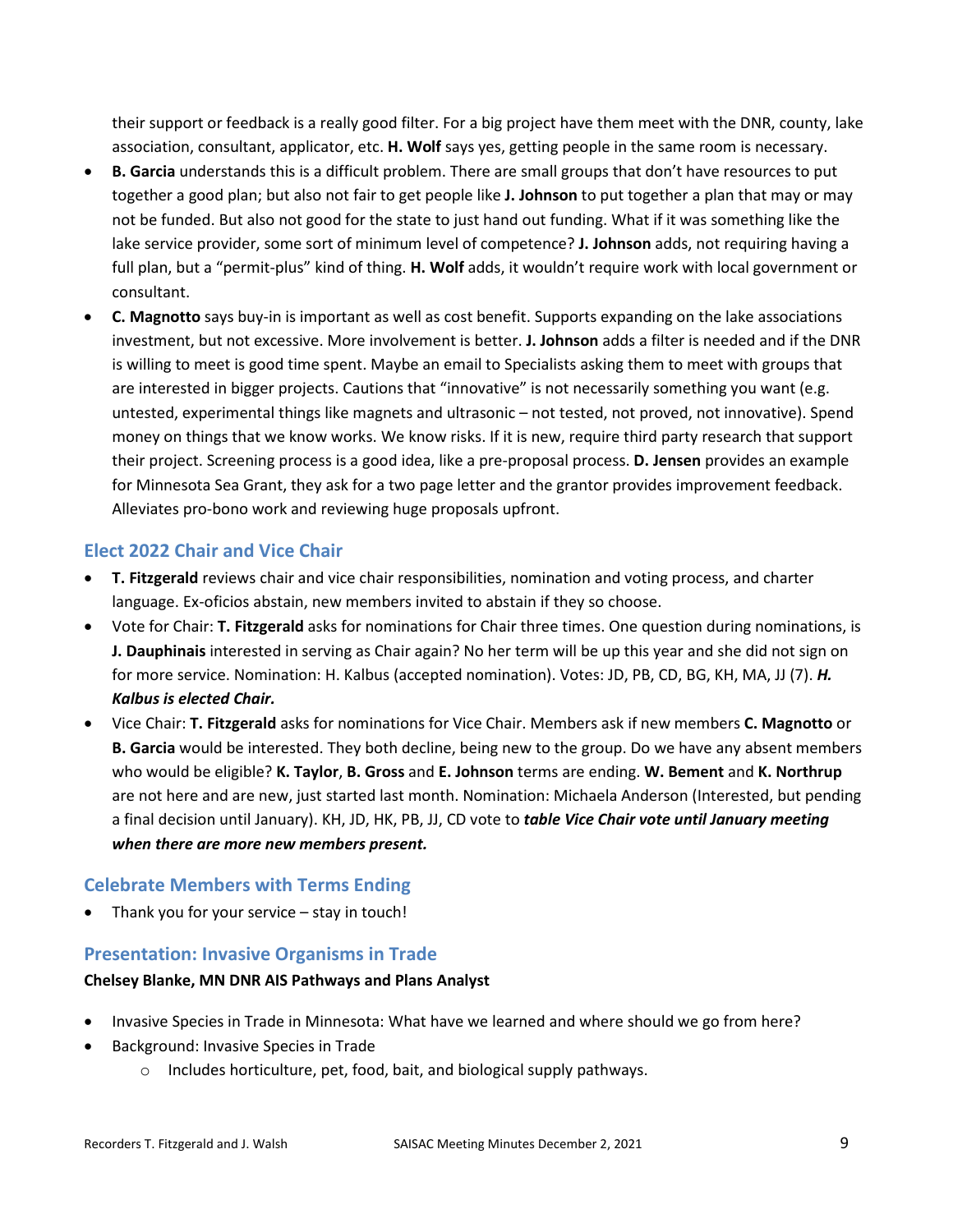their support or feedback is a really good filter. For a big project have them meet with the DNR, county, lake association, consultant, applicator, etc. **H. Wolf** says yes, getting people in the same room is necessary.

- **B. Garcia** understands this is a difficult problem. There are small groups that don't have resources to put together a good plan; but also not fair to get people like **J. Johnson** to put together a plan that may or may not be funded. But also not good for the state to just hand out funding. What if it was something like the lake service provider, some sort of minimum level of competence? **J. Johnson** adds, not requiring having a full plan, but a "permit-plus" kind of thing. **H. Wolf** adds, it wouldn't require work with local government or consultant.
- **C. Magnotto** says buy-in is important as well as cost benefit. Supports expanding on the lake associations investment, but not excessive. More involvement is better. **J. Johnson** adds a filter is needed and if the DNR is willing to meet is good time spent. Maybe an email to Specialists asking them to meet with groups that are interested in bigger projects. Cautions that "innovative" is not necessarily something you want (e.g. untested, experimental things like magnets and ultrasonic – not tested, not proved, not innovative). Spend money on things that we know works. We know risks. If it is new, require third party research that support their project. Screening process is a good idea, like a pre-proposal process. **D. Jensen** provides an example for Minnesota Sea Grant, they ask for a two page letter and the grantor provides improvement feedback. Alleviates pro-bono work and reviewing huge proposals upfront.

## Elect 2022 Chair and Vice Chair

- **T. Fitzgerald** reviews chair and vice chair responsibilities, nomination and voting process, and charter language. Ex-oficios abstain, new members invited to abstain if they so choose.
- Vote for Chair: **T. Fitzgerald** asks for nominations for Chair three times. One question during nominations, is **J. Dauphinais** interested in serving as Chair again? No her term will be up this year and she did not sign on for more service. Nomination: H. Kalbus (accepted nomination). Votes: JD, PB, CD, BG, KH, MA, JJ (7). ***H. Kalbus is elected Chair.***
- Vice Chair: **T. Fitzgerald** asks for nominations for Vice Chair. Members ask if new members **C. Magnotto** or **B. Garcia** would be interested. They both decline, being new to the group. Do we have any absent members who would be eligible? **K. Taylor**, **B. Gross** and **E. Johnson** terms are ending. **W. Bement** and **K. Northrup** are not here and are new, just started last month. Nomination: Michaela Anderson (Interested, but pending a final decision until January). KH, JD, HK, PB, JJ, CD vote to ***table Vice Chair vote until January meeting when there are more new members present.***

## Celebrate Members with Terms Ending

- Thank you for your service – stay in touch!

## Presentation: Invasive Organisms in Trade

**Chelsey Blanke, MN DNR AIS Pathways and Plans Analyst**

- Invasive Species in Trade in Minnesota: What have we learned and where should we go from here?
- Background: Invasive Species in Trade
  - Includes horticulture, pet, food, bait, and biological supply pathways.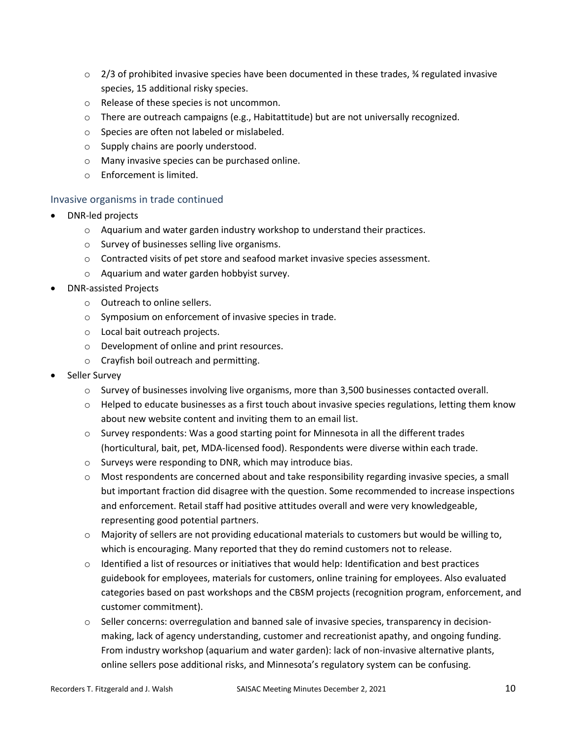- 2/3 of prohibited invasive species have been documented in these trades, ¾ regulated invasive species, 15 additional risky species.
   - Release of these species is not uncommon.
   - There are outreach campaigns (e.g., Habitattitude) but are not universally recognized.
   - Species are often not labeled or mislabeled.
   - Supply chains are poorly understood.
   - Many invasive species can be purchased online.
   - Enforcement is limited.

### Invasive organisms in trade continued

- DNR-led projects
   - Aquarium and water garden industry workshop to understand their practices.
   - Survey of businesses selling live organisms.
   - Contracted visits of pet store and seafood market invasive species assessment.
   - Aquarium and water garden hobbyist survey.
- DNR-assisted Projects
   - Outreach to online sellers.
   - Symposium on enforcement of invasive species in trade.
   - Local bait outreach projects.
   - Development of online and print resources.
   - Crayfish boil outreach and permitting.
- Seller Survey
   - Survey of businesses involving live organisms, more than 3,500 businesses contacted overall.
   - Helped to educate businesses as a first touch about invasive species regulations, letting them know about new website content and inviting them to an email list.
   - Survey respondents: Was a good starting point for Minnesota in all the different trades (horticultural, bait, pet, MDA-licensed food). Respondents were diverse within each trade.
   - Surveys were responding to DNR, which may introduce bias.
   - Most respondents are concerned about and take responsibility regarding invasive species, a small but important fraction did disagree with the question. Some recommended to increase inspections and enforcement. Retail staff had positive attitudes overall and were very knowledgeable, representing good potential partners.
   - Majority of sellers are not providing educational materials to customers but would be willing to, which is encouraging. Many reported that they do remind customers not to release.
   - Identified a list of resources or initiatives that would help: Identification and best practices guidebook for employees, materials for customers, online training for employees. Also evaluated categories based on past workshops and the CBSM projects (recognition program, enforcement, and customer commitment).
   - Seller concerns: overregulation and banned sale of invasive species, transparency in decision-making, lack of agency understanding, customer and recreationist apathy, and ongoing funding. From industry workshop (aquarium and water garden): lack of non-invasive alternative plants, online sellers pose additional risks, and Minnesota's regulatory system can be confusing.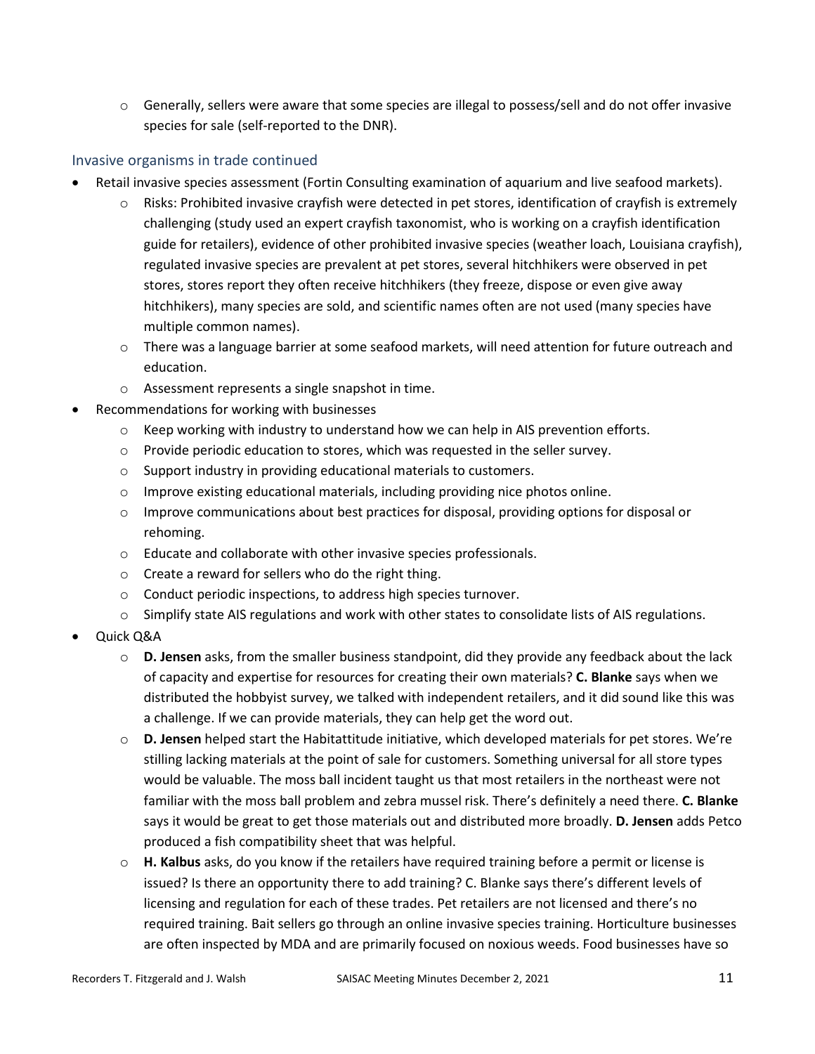- Generally, sellers were aware that some species are illegal to possess/sell and do not offer invasive species for sale (self-reported to the DNR).

## Invasive organisms in trade continued

- Retail invasive species assessment (Fortin Consulting examination of aquarium and live seafood markets).
    - Risks: Prohibited invasive crayfish were detected in pet stores, identification of crayfish is extremely challenging (study used an expert crayfish taxonomist, who is working on a crayfish identification guide for retailers), evidence of other prohibited invasive species (weather loach, Louisiana crayfish), regulated invasive species are prevalent at pet stores, several hitchhikers were observed in pet stores, stores report they often receive hitchhikers (they freeze, dispose or even give away hitchhikers), many species are sold, and scientific names often are not used (many species have multiple common names).
    - There was a language barrier at some seafood markets, will need attention for future outreach and education.
    - Assessment represents a single snapshot in time.
- Recommendations for working with businesses
    - Keep working with industry to understand how we can help in AIS prevention efforts.
    - Provide periodic education to stores, which was requested in the seller survey.
    - Support industry in providing educational materials to customers.
    - Improve existing educational materials, including providing nice photos online.
    - Improve communications about best practices for disposal, providing options for disposal or rehoming.
    - Educate and collaborate with other invasive species professionals.
    - Create a reward for sellers who do the right thing.
    - Conduct periodic inspections, to address high species turnover.
    - Simplify state AIS regulations and work with other states to consolidate lists of AIS regulations.
- Quick Q&A
    - **D. Jensen** asks, from the smaller business standpoint, did they provide any feedback about the lack of capacity and expertise for resources for creating their own materials? **C. Blanke** says when we distributed the hobbyist survey, we talked with independent retailers, and it did sound like this was a challenge. If we can provide materials, they can help get the word out.
    - **D. Jensen** helped start the Habitattitude initiative, which developed materials for pet stores. We're stilling lacking materials at the point of sale for customers. Something universal for all store types would be valuable. The moss ball incident taught us that most retailers in the northeast were not familiar with the moss ball problem and zebra mussel risk. There's definitely a need there. **C. Blanke** says it would be great to get those materials out and distributed more broadly. **D. Jensen** adds Petco produced a fish compatibility sheet that was helpful.
    - **H. Kalbus** asks, do you know if the retailers have required training before a permit or license is issued? Is there an opportunity there to add training? C. Blanke says there's different levels of licensing and regulation for each of these trades. Pet retailers are not licensed and there's no required training. Bait sellers go through an online invasive species training. Horticulture businesses are often inspected by MDA and are primarily focused on noxious weeds. Food businesses have so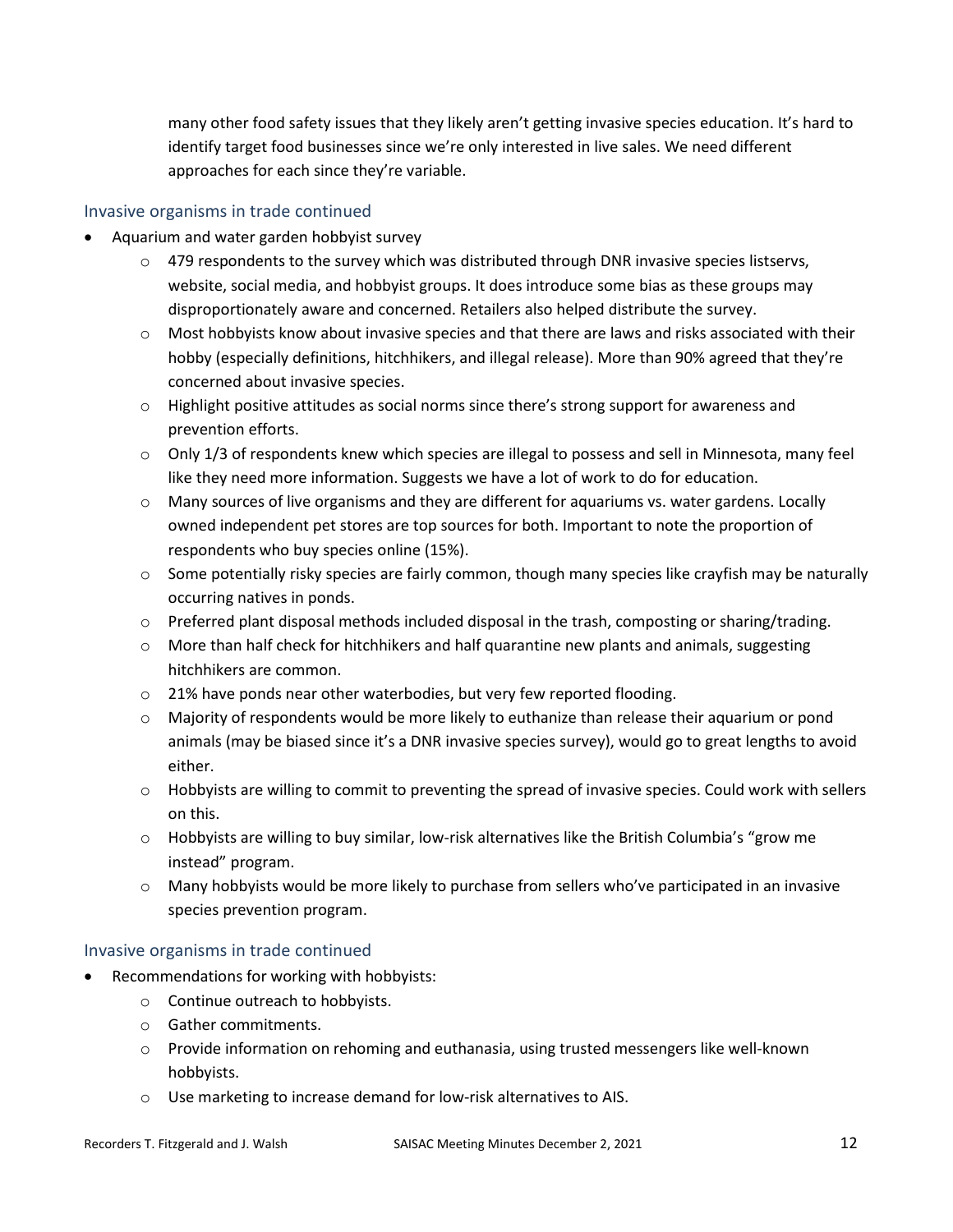many other food safety issues that they likely aren't getting invasive species education. It's hard to identify target food businesses since we're only interested in live sales. We need different approaches for each since they're variable.

### Invasive organisms in trade continued

- Aquarium and water garden hobbyist survey
    - 479 respondents to the survey which was distributed through DNR invasive species listservs, website, social media, and hobbyist groups. It does introduce some bias as these groups may disproportionately aware and concerned. Retailers also helped distribute the survey.
    - Most hobbyists know about invasive species and that there are laws and risks associated with their hobby (especially definitions, hitchhikers, and illegal release). More than 90% agreed that they're concerned about invasive species.
    - Highlight positive attitudes as social norms since there's strong support for awareness and prevention efforts.
    - Only 1/3 of respondents knew which species are illegal to possess and sell in Minnesota, many feel like they need more information. Suggests we have a lot of work to do for education.
    - Many sources of live organisms and they are different for aquariums vs. water gardens. Locally owned independent pet stores are top sources for both. Important to note the proportion of respondents who buy species online (15%).
    - Some potentially risky species are fairly common, though many species like crayfish may be naturally occurring natives in ponds.
    - Preferred plant disposal methods included disposal in the trash, composting or sharing/trading.
    - More than half check for hitchhikers and half quarantine new plants and animals, suggesting hitchhikers are common.
    - 21% have ponds near other waterbodies, but very few reported flooding.
    - Majority of respondents would be more likely to euthanize than release their aquarium or pond animals (may be biased since it's a DNR invasive species survey), would go to great lengths to avoid either.
    - Hobbyists are willing to commit to preventing the spread of invasive species. Could work with sellers on this.
    - Hobbyists are willing to buy similar, low-risk alternatives like the British Columbia's "grow me instead" program.
    - Many hobbyists would be more likely to purchase from sellers who've participated in an invasive species prevention program.

### Invasive organisms in trade continued

- Recommendations for working with hobbyists:
    - Continue outreach to hobbyists.
    - Gather commitments.
    - Provide information on rehoming and euthanasia, using trusted messengers like well-known hobbyists.
    - Use marketing to increase demand for low-risk alternatives to AIS.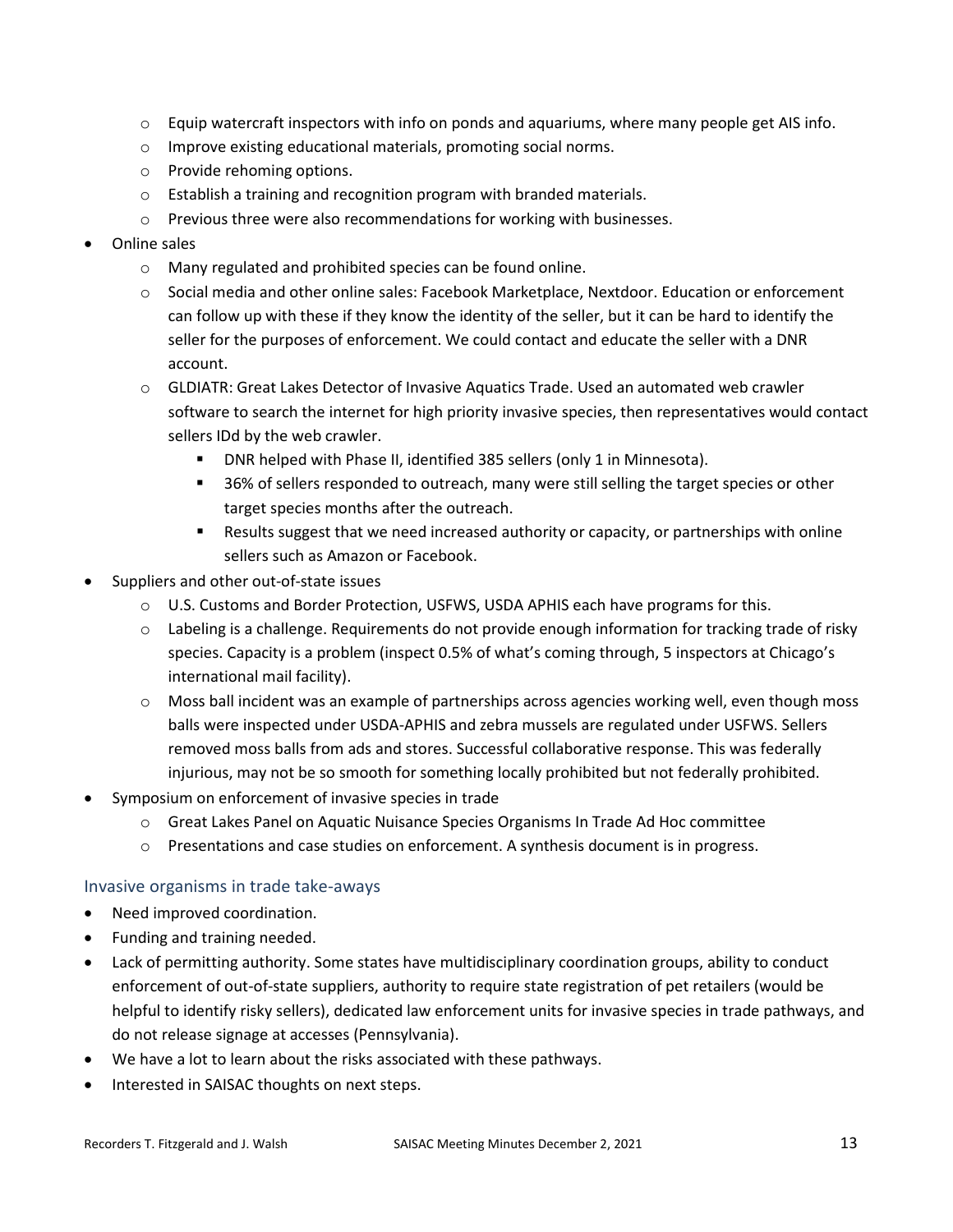- Equip watercraft inspectors with info on ponds and aquariums, where many people get AIS info.
  - Improve existing educational materials, promoting social norms.
  - Provide rehoming options.
  - Establish a training and recognition program with branded materials.
  - Previous three were also recommendations for working with businesses.
- Online sales
  - Many regulated and prohibited species can be found online.
  - Social media and other online sales: Facebook Marketplace, Nextdoor. Education or enforcement can follow up with these if they know the identity of the seller, but it can be hard to identify the seller for the purposes of enforcement. We could contact and educate the seller with a DNR account.
  - GLDIATR: Great Lakes Detector of Invasive Aquatics Trade. Used an automated web crawler software to search the internet for high priority invasive species, then representatives would contact sellers IDd by the web crawler.
    - DNR helped with Phase II, identified 385 sellers (only 1 in Minnesota).
    - 36% of sellers responded to outreach, many were still selling the target species or other target species months after the outreach.
    - Results suggest that we need increased authority or capacity, or partnerships with online sellers such as Amazon or Facebook.
- Suppliers and other out-of-state issues
  - U.S. Customs and Border Protection, USFWS, USDA APHIS each have programs for this.
  - Labeling is a challenge. Requirements do not provide enough information for tracking trade of risky species. Capacity is a problem (inspect 0.5% of what's coming through, 5 inspectors at Chicago's international mail facility).
  - Moss ball incident was an example of partnerships across agencies working well, even though moss balls were inspected under USDA-APHIS and zebra mussels are regulated under USFWS. Sellers removed moss balls from ads and stores. Successful collaborative response. This was federally injurious, may not be so smooth for something locally prohibited but not federally prohibited.
- Symposium on enforcement of invasive species in trade
  - Great Lakes Panel on Aquatic Nuisance Species Organisms In Trade Ad Hoc committee
  - Presentations and case studies on enforcement. A synthesis document is in progress.

### Invasive organisms in trade take-aways

- Need improved coordination.
- Funding and training needed.
- Lack of permitting authority. Some states have multidisciplinary coordination groups, ability to conduct enforcement of out-of-state suppliers, authority to require state registration of pet retailers (would be helpful to identify risky sellers), dedicated law enforcement units for invasive species in trade pathways, and do not release signage at accesses (Pennsylvania).
- We have a lot to learn about the risks associated with these pathways.
- Interested in SAISAC thoughts on next steps.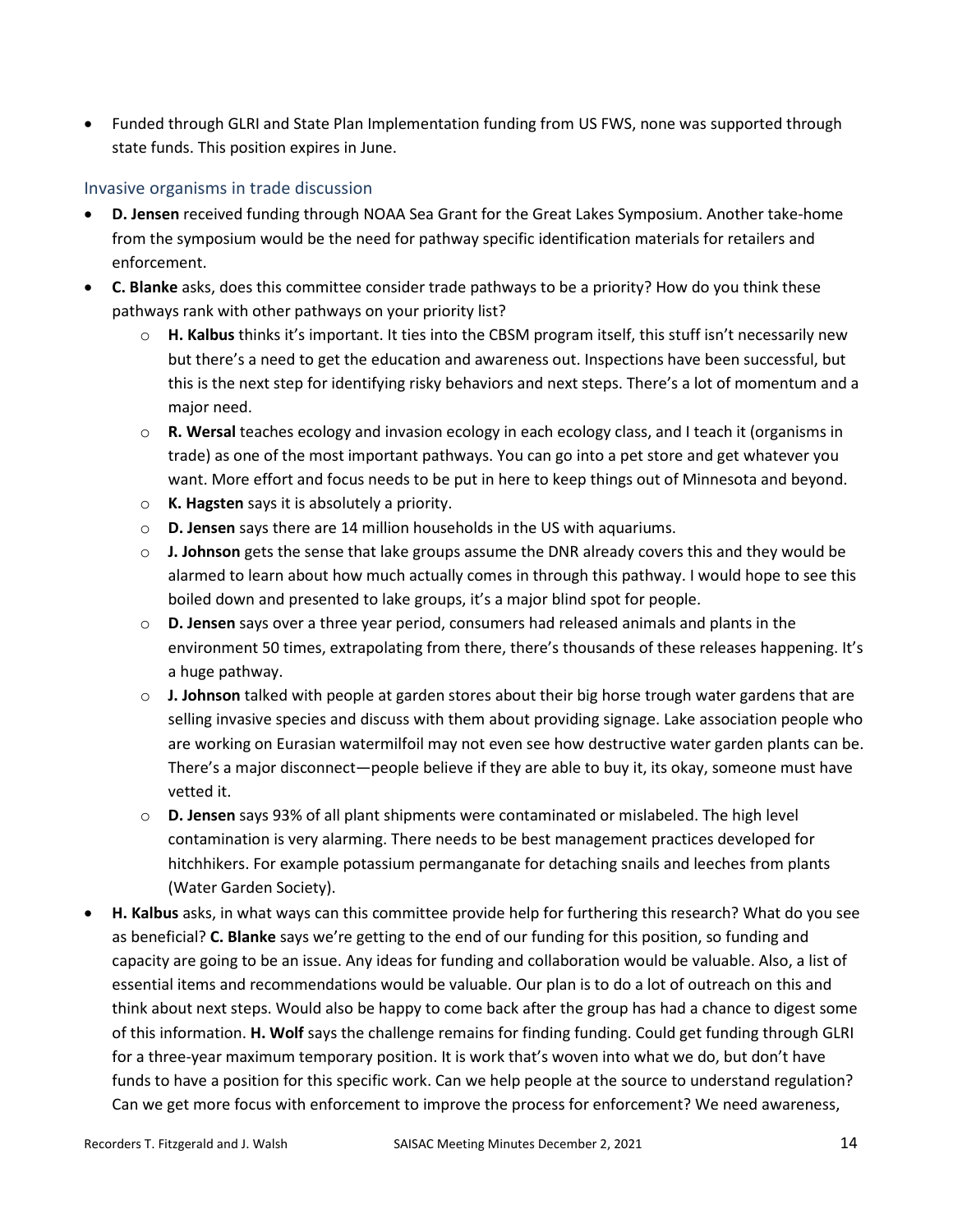- Funded through GLRI and State Plan Implementation funding from US FWS, none was supported through state funds. This position expires in June.

### Invasive organisms in trade discussion

- **D. Jensen** received funding through NOAA Sea Grant for the Great Lakes Symposium. Another take-home from the symposium would be the need for pathway specific identification materials for retailers and enforcement.
- **C. Blanke** asks, does this committee consider trade pathways to be a priority? How do you think these pathways rank with other pathways on your priority list?
  - **H. Kalbus** thinks it's important. It ties into the CBSM program itself, this stuff isn't necessarily new but there's a need to get the education and awareness out. Inspections have been successful, but this is the next step for identifying risky behaviors and next steps. There's a lot of momentum and a major need.
  - **R. Wersal** teaches ecology and invasion ecology in each ecology class, and I teach it (organisms in trade) as one of the most important pathways. You can go into a pet store and get whatever you want. More effort and focus needs to be put in here to keep things out of Minnesota and beyond.
  - **K. Hagsten** says it is absolutely a priority.
  - **D. Jensen** says there are 14 million households in the US with aquariums.
  - **J. Johnson** gets the sense that lake groups assume the DNR already covers this and they would be alarmed to learn about how much actually comes in through this pathway. I would hope to see this boiled down and presented to lake groups, it's a major blind spot for people.
  - **D. Jensen** says over a three year period, consumers had released animals and plants in the environment 50 times, extrapolating from there, there's thousands of these releases happening. It's a huge pathway.
  - **J. Johnson** talked with people at garden stores about their big horse trough water gardens that are selling invasive species and discuss with them about providing signage. Lake association people who are working on Eurasian watermilfoil may not even see how destructive water garden plants can be. There's a major disconnect—people believe if they are able to buy it, its okay, someone must have vetted it.
  - **D. Jensen** says 93% of all plant shipments were contaminated or mislabeled. The high level contamination is very alarming. There needs to be best management practices developed for hitchhikers. For example potassium permanganate for detaching snails and leeches from plants (Water Garden Society).
- **H. Kalbus** asks, in what ways can this committee provide help for furthering this research? What do you see as beneficial? **C. Blanke** says we're getting to the end of our funding for this position, so funding and capacity are going to be an issue. Any ideas for funding and collaboration would be valuable. Also, a list of essential items and recommendations would be valuable. Our plan is to do a lot of outreach on this and think about next steps. Would also be happy to come back after the group has had a chance to digest some of this information. **H. Wolf** says the challenge remains for finding funding. Could get funding through GLRI for a three-year maximum temporary position. It is work that's woven into what we do, but don't have funds to have a position for this specific work. Can we help people at the source to understand regulation? Can we get more focus with enforcement to improve the process for enforcement? We need awareness,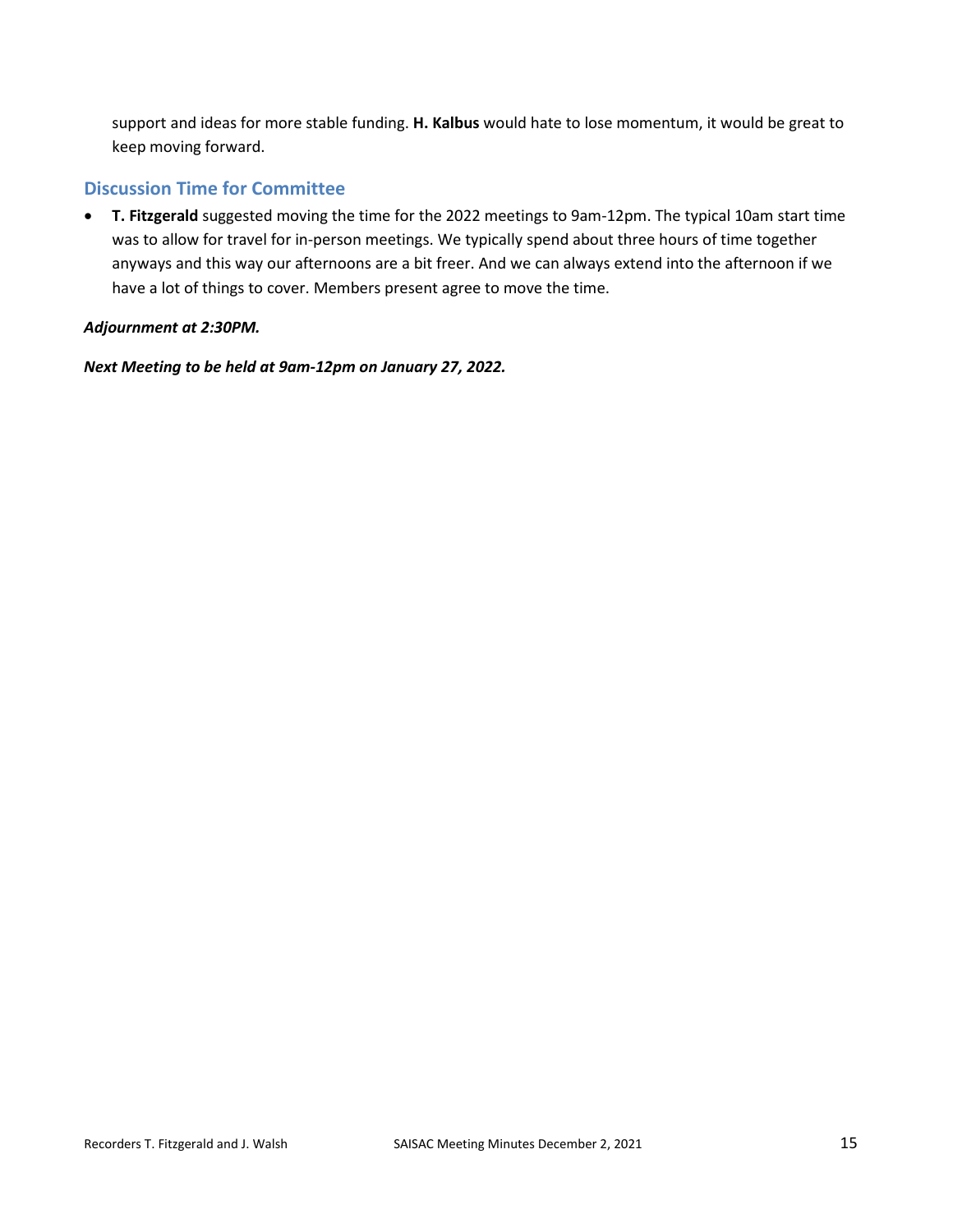support and ideas for more stable funding. **H. Kalbus** would hate to lose momentum, it would be great to keep moving forward.

## Discussion Time for Committee

- **T. Fitzgerald** suggested moving the time for the 2022 meetings to 9am-12pm. The typical 10am start time was to allow for travel for in-person meetings. We typically spend about three hours of time together anyways and this way our afternoons are a bit freer. And we can always extend into the afternoon if we have a lot of things to cover. Members present agree to move the time.

***Adjournment at 2:30PM.***

***Next Meeting to be held at 9am-12pm on January 27, 2022.***